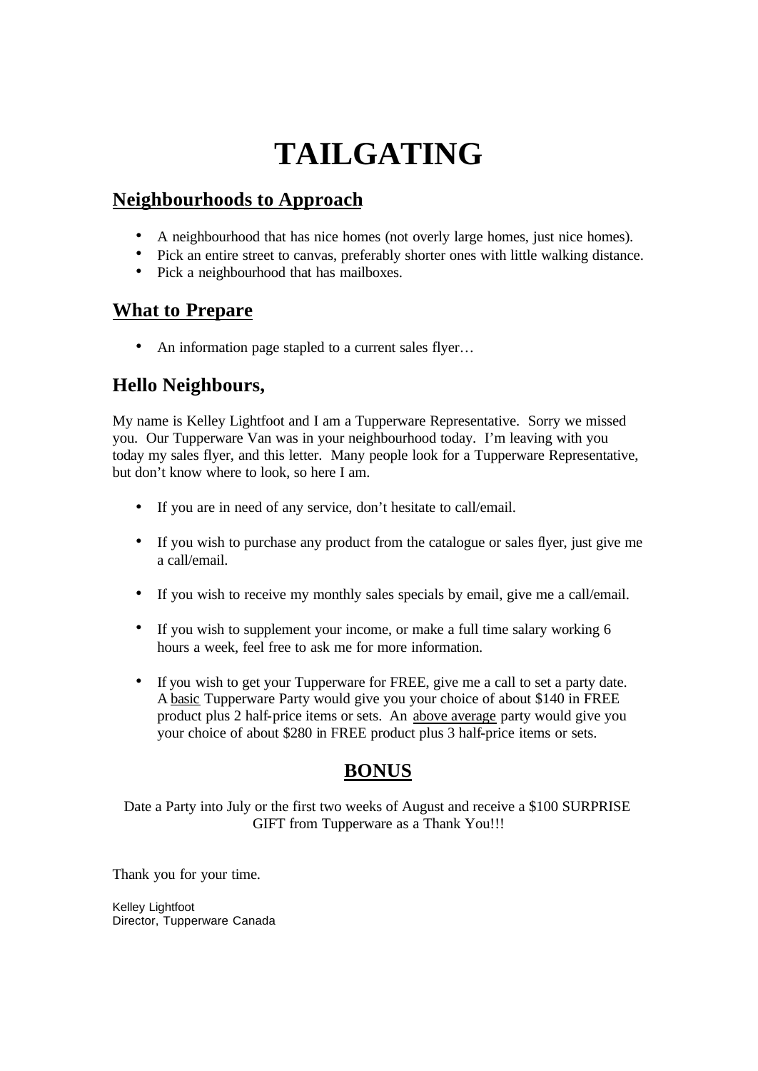# TAILGATING

## Neighbourhoods to Approach

- A neighbourhood that has nice homes (not overly large homes, just nice homes).
- Pick an entire street to canvas, preferably shorter ones with little walking distance.
- Pick a neighbourhood that has mailboxes.

## What to Prepare

- An information page stapled to a current sales flyer…

## Hello Neighbours,

My name is Kelley Lightfoot and I am a Tupperware Representative. Sorry we missed you. Our Tupperware Van was in your neighbourhood today. I'm leaving with you today my sales flyer, and this letter. Many people look for a Tupperware Representative, but don't know where to look, so here I am.

- If you are in need of any service, don't hesitate to call/email.
- If you wish to purchase any product from the catalogue or sales flyer, just give me a call/email.
- If you wish to receive my monthly sales specials by email, give me a call/email.
- If you wish to supplement your income, or make a full time salary working 6 hours a week, feel free to ask me for more information.
- If you wish to get your Tupperware for FREE, give me a call to set a party date. A basic Tupperware Party would give you your choice of about $140 in FREE product plus 2 half-price items or sets. An above average party would give you your choice of about $280 in FREE product plus 3 half-price items or sets.

## BONUS

Date a Party into July or the first two weeks of August and receive a $100 SURPRISE GIFT from Tupperware as a Thank You!!!

Thank you for your time.

Kelley Lightfoot
Director, Tupperware Canada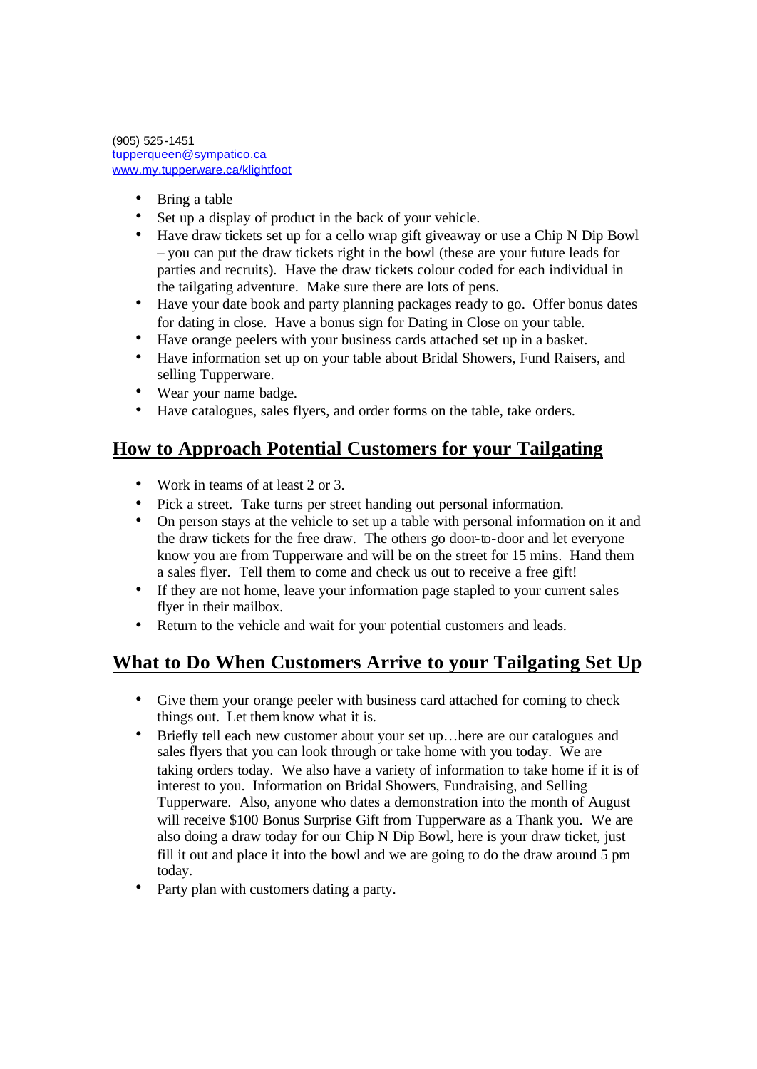(905) 525-1451
tupperqueen@sympatico.ca
www.my.tupperware.ca/klightfoot

- Bring a table
- Set up a display of product in the back of your vehicle.
- Have draw tickets set up for a cello wrap gift giveaway or use a Chip N Dip Bowl – you can put the draw tickets right in the bowl (these are your future leads for parties and recruits). Have the draw tickets colour coded for each individual in the tailgating adventure. Make sure there are lots of pens.
- Have your date book and party planning packages ready to go. Offer bonus dates for dating in close. Have a bonus sign for Dating in Close on your table.
- Have orange peelers with your business cards attached set up in a basket.
- Have information set up on your table about Bridal Showers, Fund Raisers, and selling Tupperware.
- Wear your name badge.
- Have catalogues, sales flyers, and order forms on the table, take orders.

## How to Approach Potential Customers for your Tailgating

- Work in teams of at least 2 or 3.
- Pick a street. Take turns per street handing out personal information.
- On person stays at the vehicle to set up a table with personal information on it and the draw tickets for the free draw. The others go door-to-door and let everyone know you are from Tupperware and will be on the street for 15 mins. Hand them a sales flyer. Tell them to come and check us out to receive a free gift!
- If they are not home, leave your information page stapled to your current sales flyer in their mailbox.
- Return to the vehicle and wait for your potential customers and leads.

## What to Do When Customers Arrive to your Tailgating Set Up

- Give them your orange peeler with business card attached for coming to check things out. Let them know what it is.
- Briefly tell each new customer about your set up…here are our catalogues and sales flyers that you can look through or take home with you today. We are taking orders today. We also have a variety of information to take home if it is of interest to you. Information on Bridal Showers, Fundraising, and Selling Tupperware. Also, anyone who dates a demonstration into the month of August will receive $100 Bonus Surprise Gift from Tupperware as a Thank you. We are also doing a draw today for our Chip N Dip Bowl, here is your draw ticket, just fill it out and place it into the bowl and we are going to do the draw around 5 pm today.
- Party plan with customers dating a party.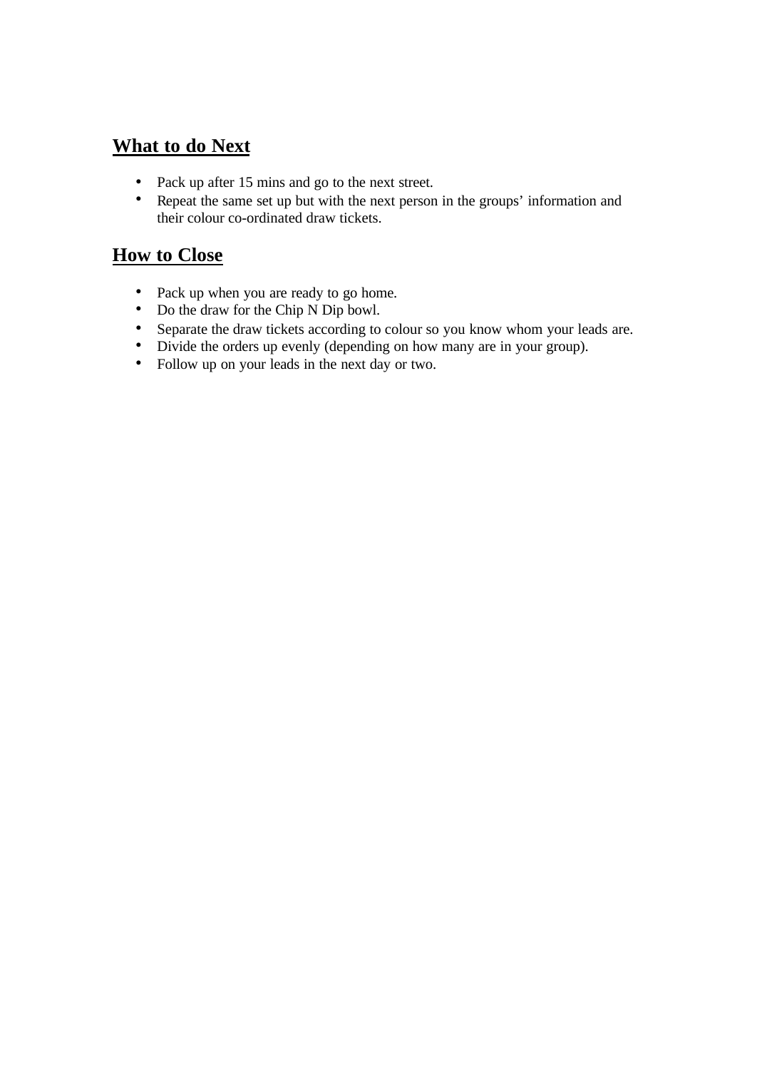## What to do Next

- Pack up after 15 mins and go to the next street.
- Repeat the same set up but with the next person in the groups' information and their colour co-ordinated draw tickets.

## How to Close

- Pack up when you are ready to go home.
- Do the draw for the Chip N Dip bowl.
- Separate the draw tickets according to colour so you know whom your leads are.
- Divide the orders up evenly (depending on how many are in your group).
- Follow up on your leads in the next day or two.